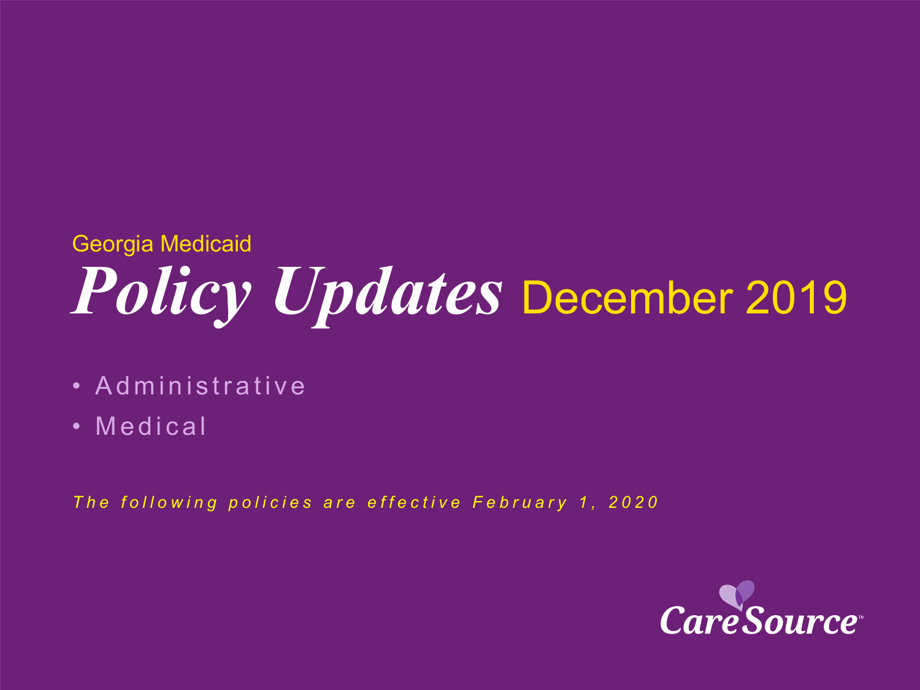Georgia Medicaid

# *Policy Updates* December 2019

- Administrative
- Medical

*The following policies are effective February 1, 2020*

CareSource™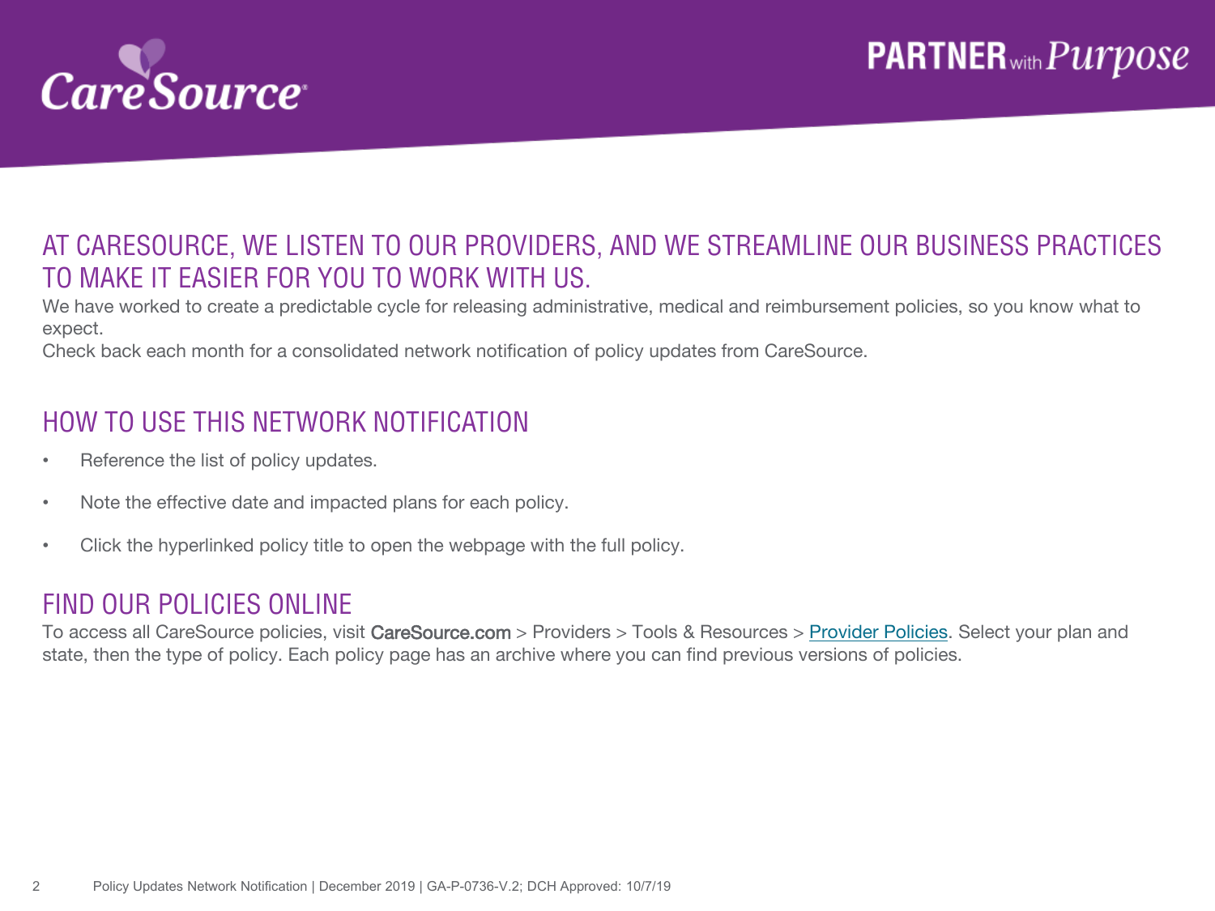CareSource

PARTNER with Purpose

## AT CARESOURCE, WE LISTEN TO OUR PROVIDERS, AND WE STREAMLINE OUR BUSINESS PRACTICES TO MAKE IT EASIER FOR YOU TO WORK WITH US.

We have worked to create a predictable cycle for releasing administrative, medical and reimbursement policies, so you know what to expect.

Check back each month for a consolidated network notification of policy updates from CareSource.

## HOW TO USE THIS NETWORK NOTIFICATION

- Reference the list of policy updates.
- Note the effective date and impacted plans for each policy.
- Click the hyperlinked policy title to open the webpage with the full policy.

## FIND OUR POLICIES ONLINE

To access all CareSource policies, visit CareSource.com > Providers > Tools & Resources > Provider Policies. Select your plan and state, then the type of policy. Each policy page has an archive where you can find previous versions of policies.

Policy Updates Network Notification | December 2019 | GA-P-0736-V.2; DCH Approved: 10/7/19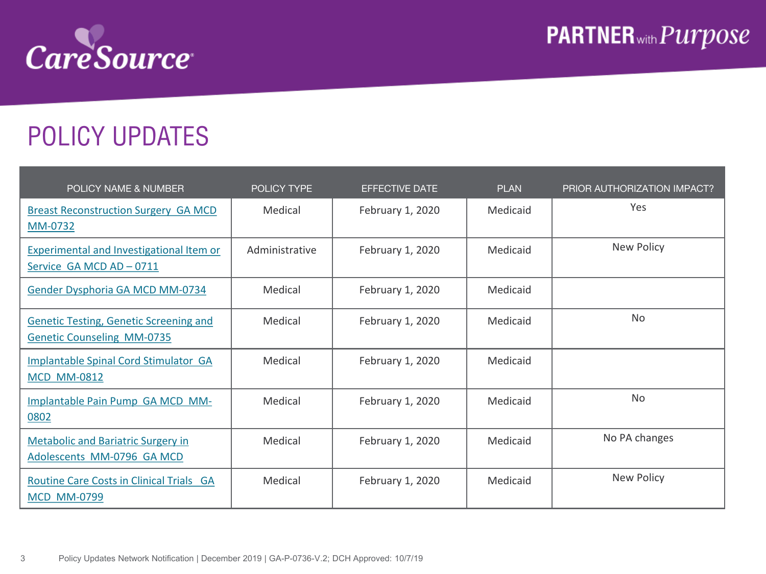# POLICY UPDATES

| POLICY NAME & NUMBER | POLICY TYPE | EFFECTIVE DATE | PLAN | PRIOR AUTHORIZATION IMPACT? |
|---|---|---|---|---|
| Breast Reconstruction Surgery GA MCD MM-0732 | Medical | February 1, 2020 | Medicaid | Yes |
| Experimental and Investigational Item or Service GA MCD AD – 0711 | Administrative | February 1, 2020 | Medicaid | New Policy |
| Gender Dysphoria GA MCD MM-0734 | Medical | February 1, 2020 | Medicaid | |
| Genetic Testing, Genetic Screening and Genetic Counseling MM-0735 | Medical | February 1, 2020 | Medicaid | No |
| Implantable Spinal Cord Stimulator GA MCD MM-0812 | Medical | February 1, 2020 | Medicaid | |
| Implantable Pain Pump GA MCD MM-0802 | Medical | February 1, 2020 | Medicaid | No |
| Metabolic and Bariatric Surgery in Adolescents MM-0796 GA MCD | Medical | February 1, 2020 | Medicaid | No PA changes |
| Routine Care Costs in Clinical Trials GA MCD MM-0799 | Medical | February 1, 2020 | Medicaid | New Policy |

Policy Updates Network Notification | December 2019 | GA-P-0736-V.2; DCH Approved: 10/7/19